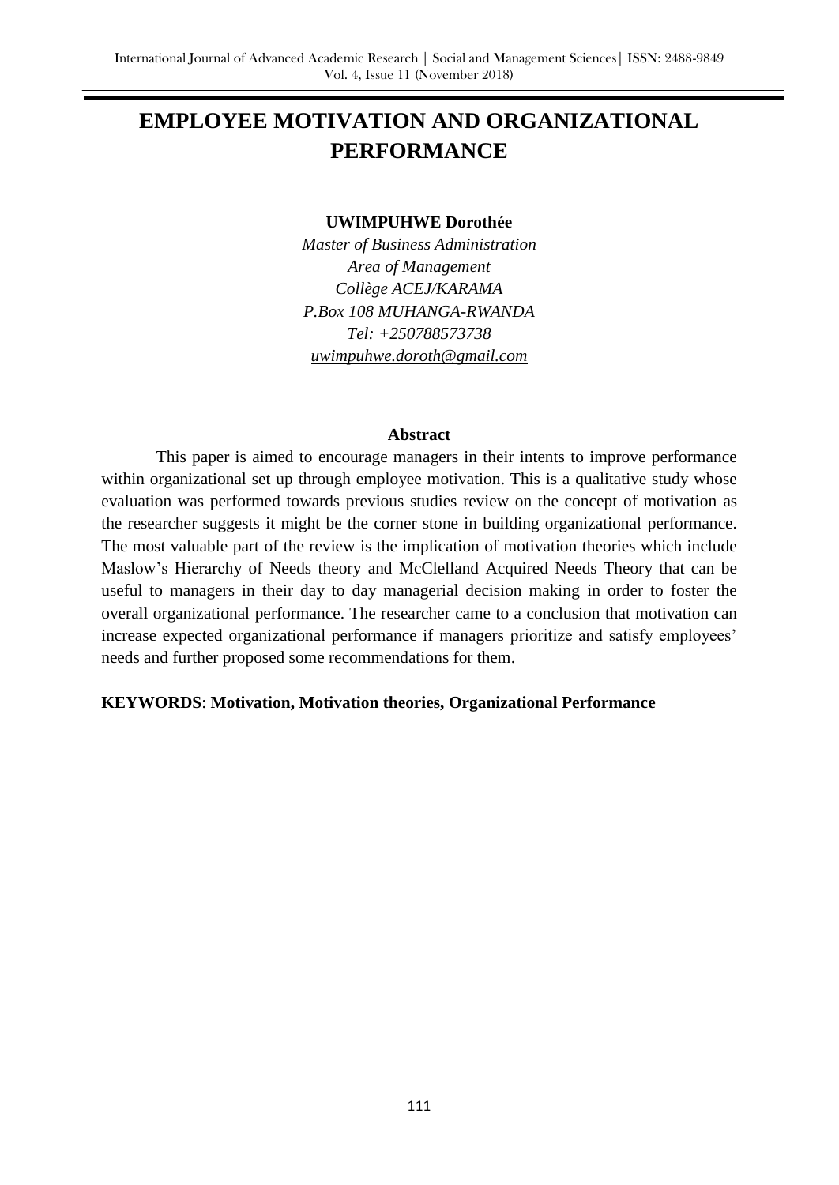# EMPLOYEE MOTIVATION AND ORGANIZATIONAL PERFORMANCE

**UWIMPUHWE Dorothée**

*Master of Business Administration*
*Area of Management*
*Collège ACEJ/KARAMA*
*P.Box 108 MUHANGA-RWANDA*
*Tel: +250788573738*
*uwimpuhwe.doroth@gmail.com*

## Abstract

This paper is aimed to encourage managers in their intents to improve performance within organizational set up through employee motivation. This is a qualitative study whose evaluation was performed towards previous studies review on the concept of motivation as the researcher suggests it might be the corner stone in building organizational performance. The most valuable part of the review is the implication of motivation theories which include Maslow's Hierarchy of Needs theory and McClelland Acquired Needs Theory that can be useful to managers in their day to day managerial decision making in order to foster the overall organizational performance. The researcher came to a conclusion that motivation can increase expected organizational performance if managers prioritize and satisfy employees' needs and further proposed some recommendations for them.

**KEYWORDS**: **Motivation, Motivation theories, Organizational Performance**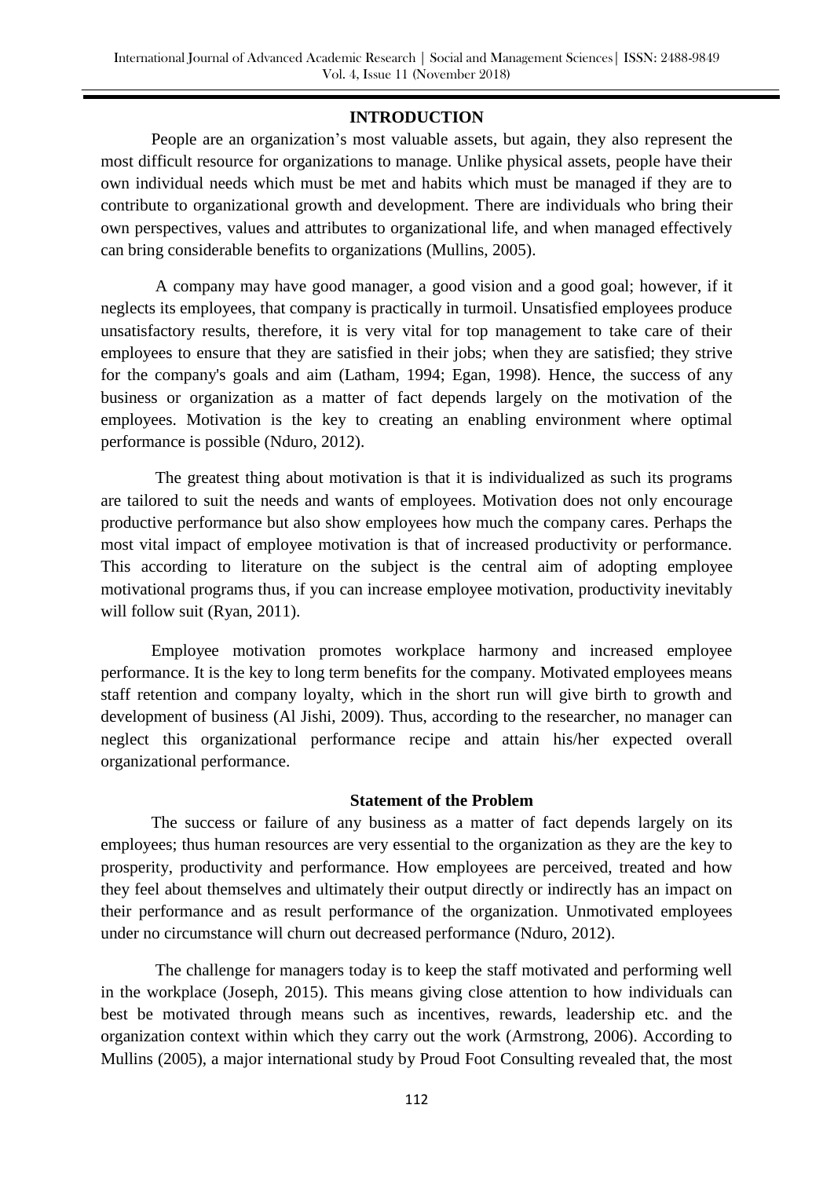## INTRODUCTION

People are an organization's most valuable assets, but again, they also represent the most difficult resource for organizations to manage. Unlike physical assets, people have their own individual needs which must be met and habits which must be managed if they are to contribute to organizational growth and development. There are individuals who bring their own perspectives, values and attributes to organizational life, and when managed effectively can bring considerable benefits to organizations (Mullins, 2005).

A company may have good manager, a good vision and a good goal; however, if it neglects its employees, that company is practically in turmoil. Unsatisfied employees produce unsatisfactory results, therefore, it is very vital for top management to take care of their employees to ensure that they are satisfied in their jobs; when they are satisfied; they strive for the company's goals and aim (Latham, 1994; Egan, 1998). Hence, the success of any business or organization as a matter of fact depends largely on the motivation of the employees. Motivation is the key to creating an enabling environment where optimal performance is possible (Nduro, 2012).

The greatest thing about motivation is that it is individualized as such its programs are tailored to suit the needs and wants of employees. Motivation does not only encourage productive performance but also show employees how much the company cares. Perhaps the most vital impact of employee motivation is that of increased productivity or performance. This according to literature on the subject is the central aim of adopting employee motivational programs thus, if you can increase employee motivation, productivity inevitably will follow suit (Ryan, 2011).

Employee motivation promotes workplace harmony and increased employee performance. It is the key to long term benefits for the company. Motivated employees means staff retention and company loyalty, which in the short run will give birth to growth and development of business (Al Jishi, 2009). Thus, according to the researcher, no manager can neglect this organizational performance recipe and attain his/her expected overall organizational performance.

### Statement of the Problem

The success or failure of any business as a matter of fact depends largely on its employees; thus human resources are very essential to the organization as they are the key to prosperity, productivity and performance. How employees are perceived, treated and how they feel about themselves and ultimately their output directly or indirectly has an impact on their performance and as result performance of the organization. Unmotivated employees under no circumstance will churn out decreased performance (Nduro, 2012).

The challenge for managers today is to keep the staff motivated and performing well in the workplace (Joseph, 2015). This means giving close attention to how individuals can best be motivated through means such as incentives, rewards, leadership etc. and the organization context within which they carry out the work (Armstrong, 2006). According to Mullins (2005), a major international study by Proud Foot Consulting revealed that, the most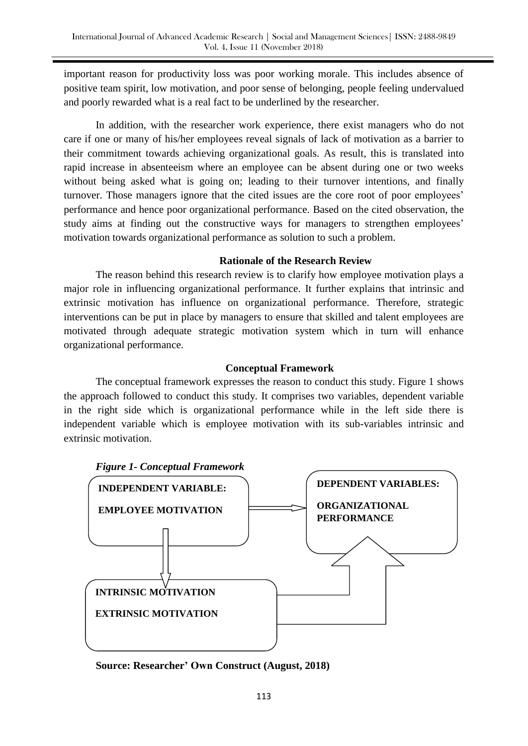important reason for productivity loss was poor working morale. This includes absence of positive team spirit, low motivation, and poor sense of belonging, people feeling undervalued and poorly rewarded what is a real fact to be underlined by the researcher.

In addition, with the researcher work experience, there exist managers who do not care if one or many of his/her employees reveal signals of lack of motivation as a barrier to their commitment towards achieving organizational goals. As result, this is translated into rapid increase in absenteeism where an employee can be absent during one or two weeks without being asked what is going on; leading to their turnover intentions, and finally turnover. Those managers ignore that the cited issues are the core root of poor employees' performance and hence poor organizational performance. Based on the cited observation, the study aims at finding out the constructive ways for managers to strengthen employees' motivation towards organizational performance as solution to such a problem.

## Rationale of the Research Review

The reason behind this research review is to clarify how employee motivation plays a major role in influencing organizational performance. It further explains that intrinsic and extrinsic motivation has influence on organizational performance. Therefore, strategic interventions can be put in place by managers to ensure that skilled and talent employees are motivated through adequate strategic motivation system which in turn will enhance organizational performance.

## Conceptual Framework

The conceptual framework expresses the reason to conduct this study. Figure 1 shows the approach followed to conduct this study. It comprises two variables, dependent variable in the right side which is organizational performance while in the left side there is independent variable which is employee motivation with its sub-variables intrinsic and extrinsic motivation.

***Figure 1- Conceptual Framework***

INDEPENDENT VARIABLE:
EMPLOYEE MOTIVATION

DEPENDENT VARIABLES:
ORGANIZATIONAL PERFORMANCE

INTRINSIC MOTIVATION
EXTRINSIC MOTIVATION

**Source: Researcher' Own Construct (August, 2018)**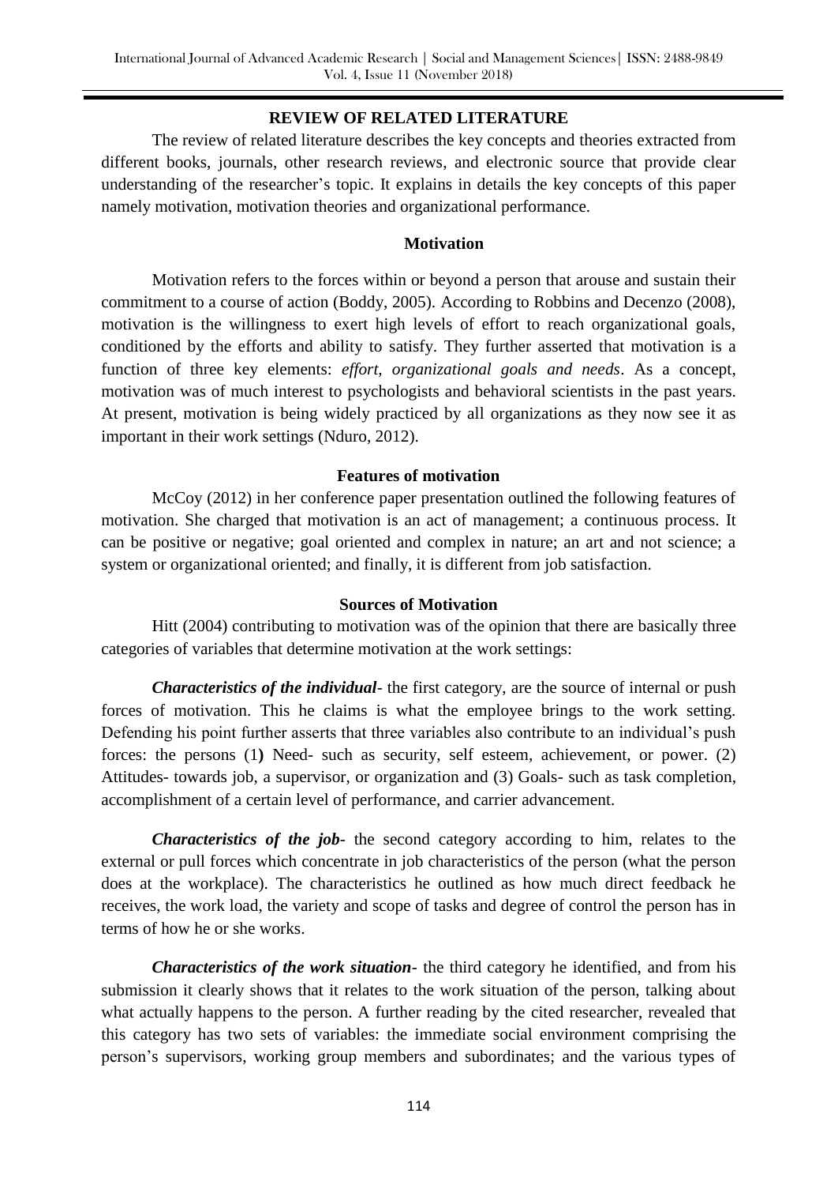## REVIEW OF RELATED LITERATURE

The review of related literature describes the key concepts and theories extracted from different books, journals, other research reviews, and electronic source that provide clear understanding of the researcher's topic. It explains in details the key concepts of this paper namely motivation, motivation theories and organizational performance.

### Motivation

Motivation refers to the forces within or beyond a person that arouse and sustain their commitment to a course of action (Boddy, 2005). According to Robbins and Decenzo (2008), motivation is the willingness to exert high levels of effort to reach organizational goals, conditioned by the efforts and ability to satisfy. They further asserted that motivation is a function of three key elements: *effort, organizational goals and needs*. As a concept, motivation was of much interest to psychologists and behavioral scientists in the past years. At present, motivation is being widely practiced by all organizations as they now see it as important in their work settings (Nduro, 2012).

### Features of motivation

McCoy (2012) in her conference paper presentation outlined the following features of motivation. She charged that motivation is an act of management; a continuous process. It can be positive or negative; goal oriented and complex in nature; an art and not science; a system or organizational oriented; and finally, it is different from job satisfaction.

### Sources of Motivation

Hitt (2004) contributing to motivation was of the opinion that there are basically three categories of variables that determine motivation at the work settings:

***Characteristics of the individual***- the first category, are the source of internal or push forces of motivation. This he claims is what the employee brings to the work setting. Defending his point further asserts that three variables also contribute to an individual's push forces: the persons (1**)** Need- such as security, self esteem, achievement, or power. (2) Attitudes- towards job, a supervisor, or organization and (3) Goals- such as task completion, accomplishment of a certain level of performance, and carrier advancement.

***Characteristics of the job***- the second category according to him, relates to the external or pull forces which concentrate in job characteristics of the person (what the person does at the workplace). The characteristics he outlined as how much direct feedback he receives, the work load, the variety and scope of tasks and degree of control the person has in terms of how he or she works.

***Characteristics of the work situation***- the third category he identified, and from his submission it clearly shows that it relates to the work situation of the person, talking about what actually happens to the person. A further reading by the cited researcher, revealed that this category has two sets of variables: the immediate social environment comprising the person's supervisors, working group members and subordinates; and the various types of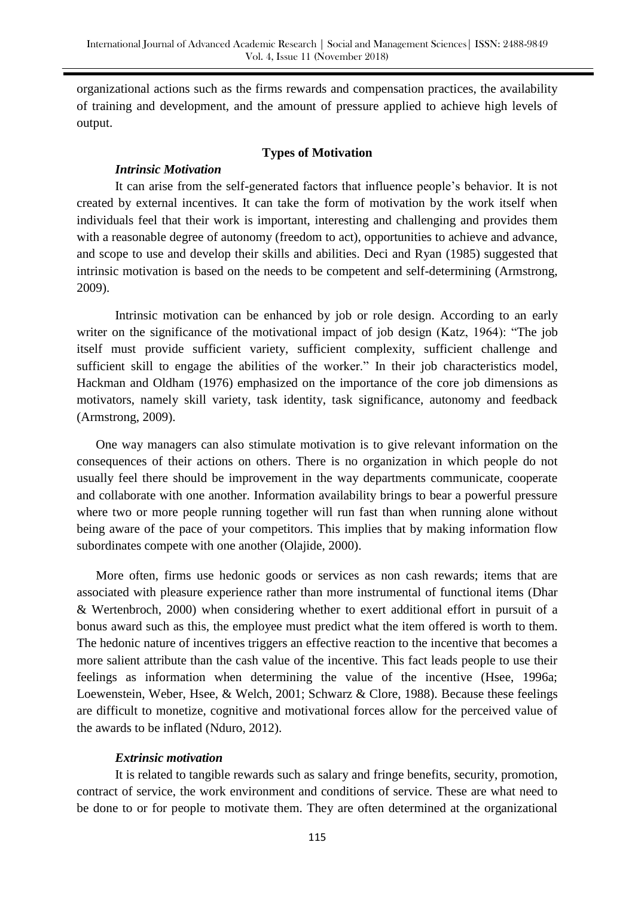organizational actions such as the firms rewards and compensation practices, the availability of training and development, and the amount of pressure applied to achieve high levels of output.

## Types of Motivation

### *Intrinsic Motivation*

It can arise from the self-generated factors that influence people's behavior. It is not created by external incentives. It can take the form of motivation by the work itself when individuals feel that their work is important, interesting and challenging and provides them with a reasonable degree of autonomy (freedom to act), opportunities to achieve and advance, and scope to use and develop their skills and abilities. Deci and Ryan (1985) suggested that intrinsic motivation is based on the needs to be competent and self-determining (Armstrong, 2009).

Intrinsic motivation can be enhanced by job or role design. According to an early writer on the significance of the motivational impact of job design (Katz, 1964): "The job itself must provide sufficient variety, sufficient complexity, sufficient challenge and sufficient skill to engage the abilities of the worker." In their job characteristics model, Hackman and Oldham (1976) emphasized on the importance of the core job dimensions as motivators, namely skill variety, task identity, task significance, autonomy and feedback (Armstrong, 2009).

One way managers can also stimulate motivation is to give relevant information on the consequences of their actions on others. There is no organization in which people do not usually feel there should be improvement in the way departments communicate, cooperate and collaborate with one another. Information availability brings to bear a powerful pressure where two or more people running together will run fast than when running alone without being aware of the pace of your competitors. This implies that by making information flow subordinates compete with one another (Olajide, 2000).

More often, firms use hedonic goods or services as non cash rewards; items that are associated with pleasure experience rather than more instrumental of functional items (Dhar & Wertenbroch, 2000) when considering whether to exert additional effort in pursuit of a bonus award such as this, the employee must predict what the item offered is worth to them. The hedonic nature of incentives triggers an effective reaction to the incentive that becomes a more salient attribute than the cash value of the incentive. This fact leads people to use their feelings as information when determining the value of the incentive (Hsee, 1996a; Loewenstein, Weber, Hsee, & Welch, 2001; Schwarz & Clore, 1988). Because these feelings are difficult to monetize, cognitive and motivational forces allow for the perceived value of the awards to be inflated (Nduro, 2012).

### *Extrinsic motivation*

It is related to tangible rewards such as salary and fringe benefits, security, promotion, contract of service, the work environment and conditions of service. These are what need to be done to or for people to motivate them. They are often determined at the organizational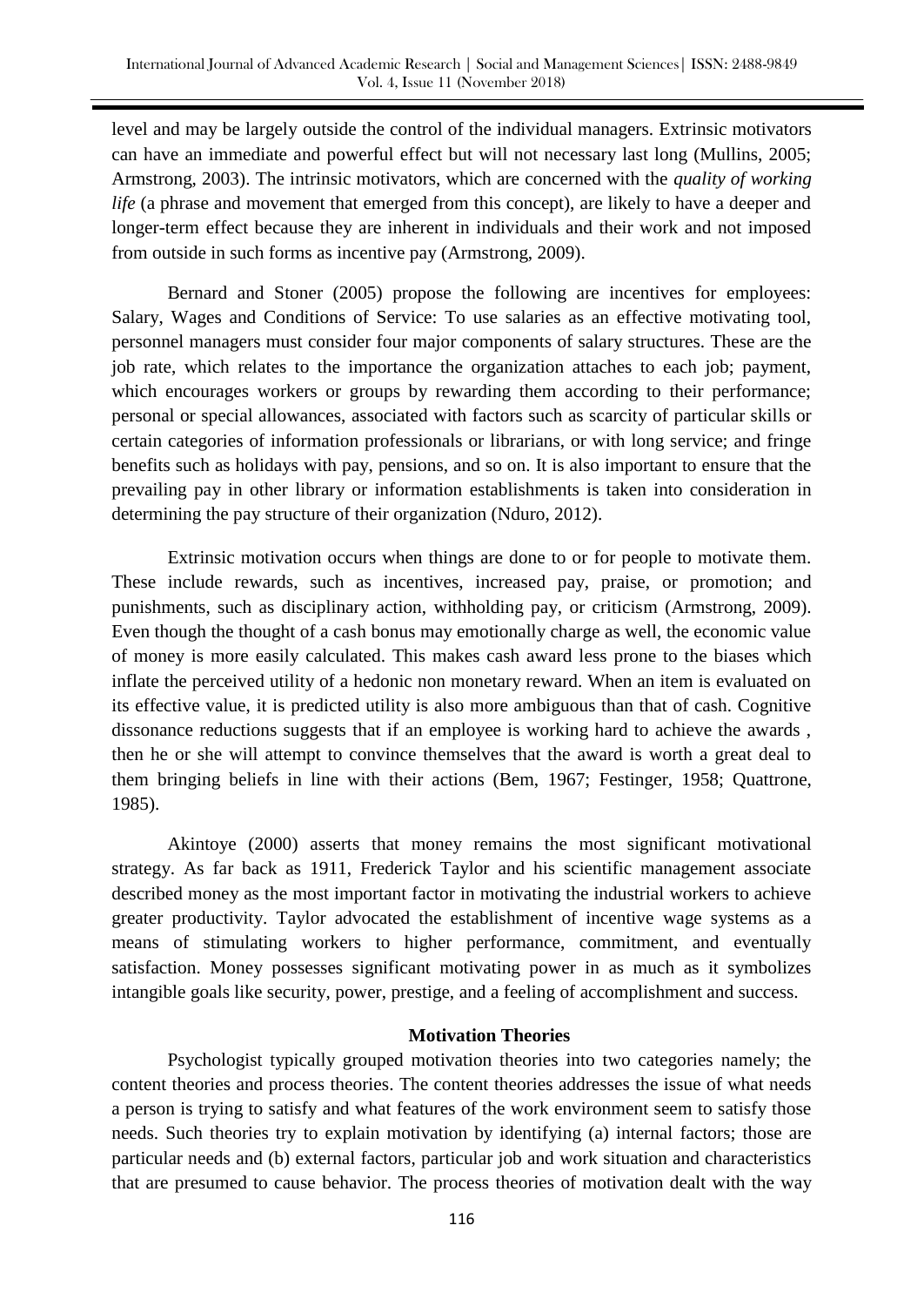level and may be largely outside the control of the individual managers. Extrinsic motivators can have an immediate and powerful effect but will not necessary last long (Mullins, 2005; Armstrong, 2003). The intrinsic motivators, which are concerned with the *quality of working life* (a phrase and movement that emerged from this concept), are likely to have a deeper and longer-term effect because they are inherent in individuals and their work and not imposed from outside in such forms as incentive pay (Armstrong, 2009).

Bernard and Stoner (2005) propose the following are incentives for employees: Salary, Wages and Conditions of Service: To use salaries as an effective motivating tool, personnel managers must consider four major components of salary structures. These are the job rate, which relates to the importance the organization attaches to each job; payment, which encourages workers or groups by rewarding them according to their performance; personal or special allowances, associated with factors such as scarcity of particular skills or certain categories of information professionals or librarians, or with long service; and fringe benefits such as holidays with pay, pensions, and so on. It is also important to ensure that the prevailing pay in other library or information establishments is taken into consideration in determining the pay structure of their organization (Nduro, 2012).

Extrinsic motivation occurs when things are done to or for people to motivate them. These include rewards, such as incentives, increased pay, praise, or promotion; and punishments, such as disciplinary action, withholding pay, or criticism (Armstrong, 2009). Even though the thought of a cash bonus may emotionally charge as well, the economic value of money is more easily calculated. This makes cash award less prone to the biases which inflate the perceived utility of a hedonic non monetary reward. When an item is evaluated on its effective value, it is predicted utility is also more ambiguous than that of cash. Cognitive dissonance reductions suggests that if an employee is working hard to achieve the awards , then he or she will attempt to convince themselves that the award is worth a great deal to them bringing beliefs in line with their actions (Bem, 1967; Festinger, 1958; Quattrone, 1985).

Akintoye (2000) asserts that money remains the most significant motivational strategy. As far back as 1911, Frederick Taylor and his scientific management associate described money as the most important factor in motivating the industrial workers to achieve greater productivity. Taylor advocated the establishment of incentive wage systems as a means of stimulating workers to higher performance, commitment, and eventually satisfaction. Money possesses significant motivating power in as much as it symbolizes intangible goals like security, power, prestige, and a feeling of accomplishment and success.

## Motivation Theories

Psychologist typically grouped motivation theories into two categories namely; the content theories and process theories. The content theories addresses the issue of what needs a person is trying to satisfy and what features of the work environment seem to satisfy those needs. Such theories try to explain motivation by identifying (a) internal factors; those are particular needs and (b) external factors, particular job and work situation and characteristics that are presumed to cause behavior. The process theories of motivation dealt with the way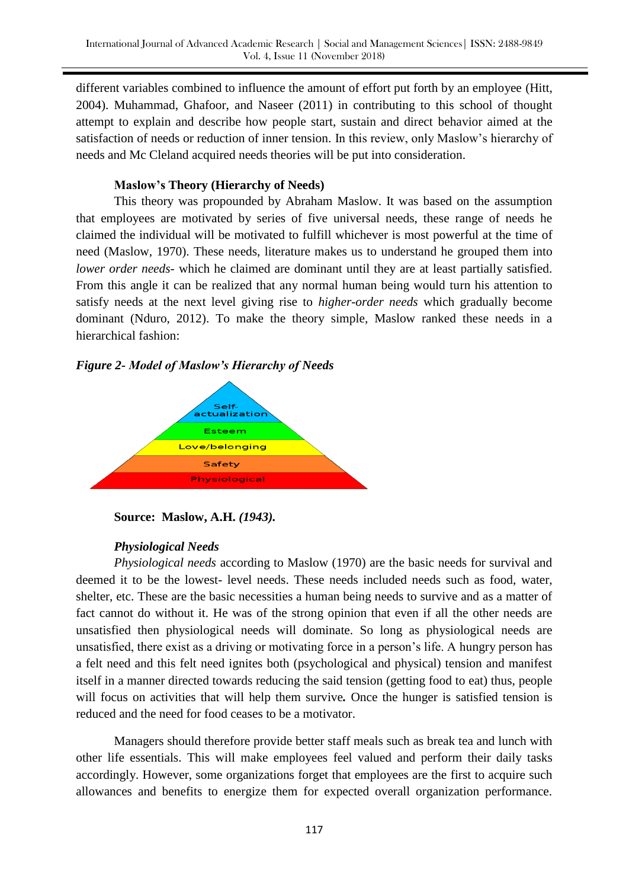different variables combined to influence the amount of effort put forth by an employee (Hitt, 2004). Muhammad, Ghafoor, and Naseer (2011) in contributing to this school of thought attempt to explain and describe how people start, sustain and direct behavior aimed at the satisfaction of needs or reduction of inner tension. In this review, only Maslow's hierarchy of needs and Mc Cleland acquired needs theories will be put into consideration.

**Maslow's Theory (Hierarchy of Needs)**

This theory was propounded by Abraham Maslow. It was based on the assumption that employees are motivated by series of five universal needs, these range of needs he claimed the individual will be motivated to fulfill whichever is most powerful at the time of need (Maslow, 1970). These needs, literature makes us to understand he grouped them into *lower order needs*- which he claimed are dominant until they are at least partially satisfied. From this angle it can be realized that any normal human being would turn his attention to satisfy needs at the next level giving rise to *higher-order needs* which gradually become dominant (Nduro, 2012). To make the theory simple, Maslow ranked these needs in a hierarchical fashion:

***Figure 2- Model of Maslow's Hierarchy of Needs***

Self-actualization
Esteem
Love/belonging
Safety
Physiological

**Source: Maslow, A.H. *(1943).***

***Physiological Needs***

*Physiological needs* according to Maslow (1970) are the basic needs for survival and deemed it to be the lowest- level needs. These needs included needs such as food, water, shelter, etc. These are the basic necessities a human being needs to survive and as a matter of fact cannot do without it. He was of the strong opinion that even if all the other needs are unsatisfied then physiological needs will dominate. So long as physiological needs are unsatisfied, there exist as a driving or motivating force in a person's life. A hungry person has a felt need and this felt need ignites both (psychological and physical) tension and manifest itself in a manner directed towards reducing the said tension (getting food to eat) thus, people will focus on activities that will help them survive**.** Once the hunger is satisfied tension is reduced and the need for food ceases to be a motivator.

Managers should therefore provide better staff meals such as break tea and lunch with other life essentials. This will make employees feel valued and perform their daily tasks accordingly. However, some organizations forget that employees are the first to acquire such allowances and benefits to energize them for expected overall organization performance.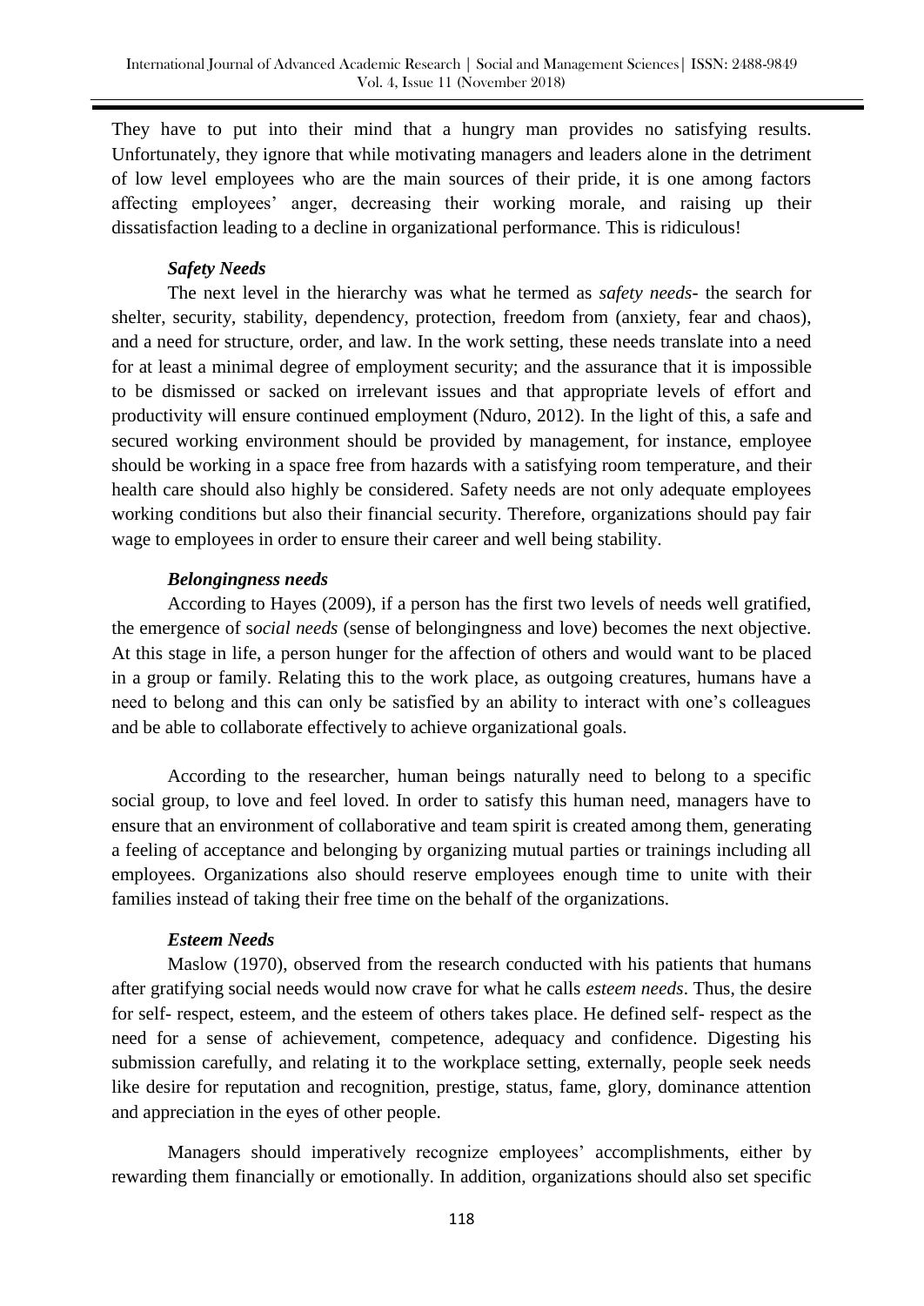They have to put into their mind that a hungry man provides no satisfying results. Unfortunately, they ignore that while motivating managers and leaders alone in the detriment of low level employees who are the main sources of their pride, it is one among factors affecting employees' anger, decreasing their working morale, and raising up their dissatisfaction leading to a decline in organizational performance. This is ridiculous!

### *Safety Needs*

The next level in the hierarchy was what he termed as *safety needs*- the search for shelter, security, stability, dependency, protection, freedom from (anxiety, fear and chaos), and a need for structure, order, and law. In the work setting, these needs translate into a need for at least a minimal degree of employment security; and the assurance that it is impossible to be dismissed or sacked on irrelevant issues and that appropriate levels of effort and productivity will ensure continued employment (Nduro, 2012). In the light of this, a safe and secured working environment should be provided by management, for instance, employee should be working in a space free from hazards with a satisfying room temperature, and their health care should also highly be considered. Safety needs are not only adequate employees working conditions but also their financial security. Therefore, organizations should pay fair wage to employees in order to ensure their career and well being stability.

### *Belongingness needs*

According to Hayes (2009), if a person has the first two levels of needs well gratified, the emergence of *social needs* (sense of belongingness and love) becomes the next objective. At this stage in life, a person hunger for the affection of others and would want to be placed in a group or family. Relating this to the work place, as outgoing creatures, humans have a need to belong and this can only be satisfied by an ability to interact with one's colleagues and be able to collaborate effectively to achieve organizational goals.

According to the researcher, human beings naturally need to belong to a specific social group, to love and feel loved. In order to satisfy this human need, managers have to ensure that an environment of collaborative and team spirit is created among them, generating a feeling of acceptance and belonging by organizing mutual parties or trainings including all employees. Organizations also should reserve employees enough time to unite with their families instead of taking their free time on the behalf of the organizations.

### *Esteem Needs*

Maslow (1970), observed from the research conducted with his patients that humans after gratifying social needs would now crave for what he calls *esteem needs*. Thus, the desire for self- respect, esteem, and the esteem of others takes place. He defined self- respect as the need for a sense of achievement, competence, adequacy and confidence. Digesting his submission carefully, and relating it to the workplace setting, externally, people seek needs like desire for reputation and recognition, prestige, status, fame, glory, dominance attention and appreciation in the eyes of other people.

Managers should imperatively recognize employees' accomplishments, either by rewarding them financially or emotionally. In addition, organizations should also set specific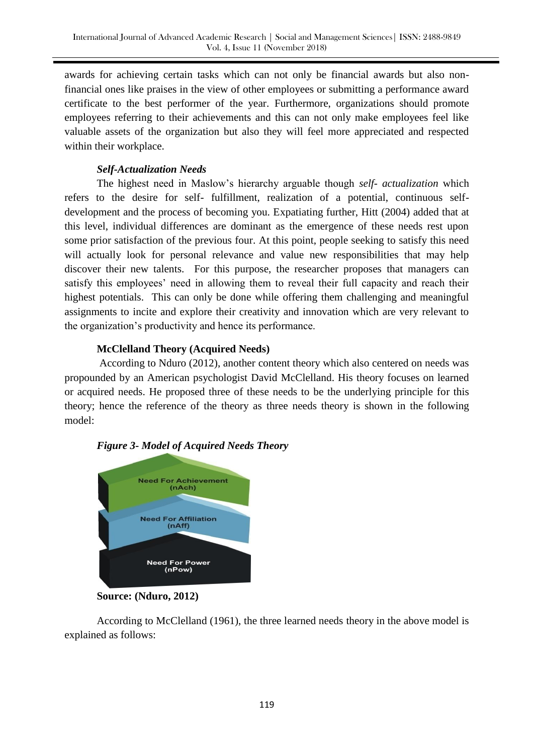awards for achieving certain tasks which can not only be financial awards but also non-financial ones like praises in the view of other employees or submitting a performance award certificate to the best performer of the year. Furthermore, organizations should promote employees referring to their achievements and this can not only make employees feel like valuable assets of the organization but also they will feel more appreciated and respected within their workplace.

***Self-Actualization Needs***

The highest need in Maslow's hierarchy arguable though *self- actualization* which refers to the desire for self- fulfillment, realization of a potential, continuous self-development and the process of becoming you. Expatiating further, Hitt (2004) added that at this level, individual differences are dominant as the emergence of these needs rest upon some prior satisfaction of the previous four. At this point, people seeking to satisfy this need will actually look for personal relevance and value new responsibilities that may help discover their new talents. For this purpose, the researcher proposes that managers can satisfy this employees' need in allowing them to reveal their full capacity and reach their highest potentials. This can only be done while offering them challenging and meaningful assignments to incite and explore their creativity and innovation which are very relevant to the organization's productivity and hence its performance.

**McClelland Theory (Acquired Needs)**

According to Nduro (2012), another content theory which also centered on needs was propounded by an American psychologist David McClelland. His theory focuses on learned or acquired needs. He proposed three of these needs to be the underlying principle for this theory; hence the reference of the theory as three needs theory is shown in the following model:

***Figure 3- Model of Acquired Needs Theory***

Need For Achievement (nAch)

Need For Affiliation (nAff)

Need For Power (nPow)

**Source: (Nduro, 2012)**

According to McClelland (1961), the three learned needs theory in the above model is explained as follows: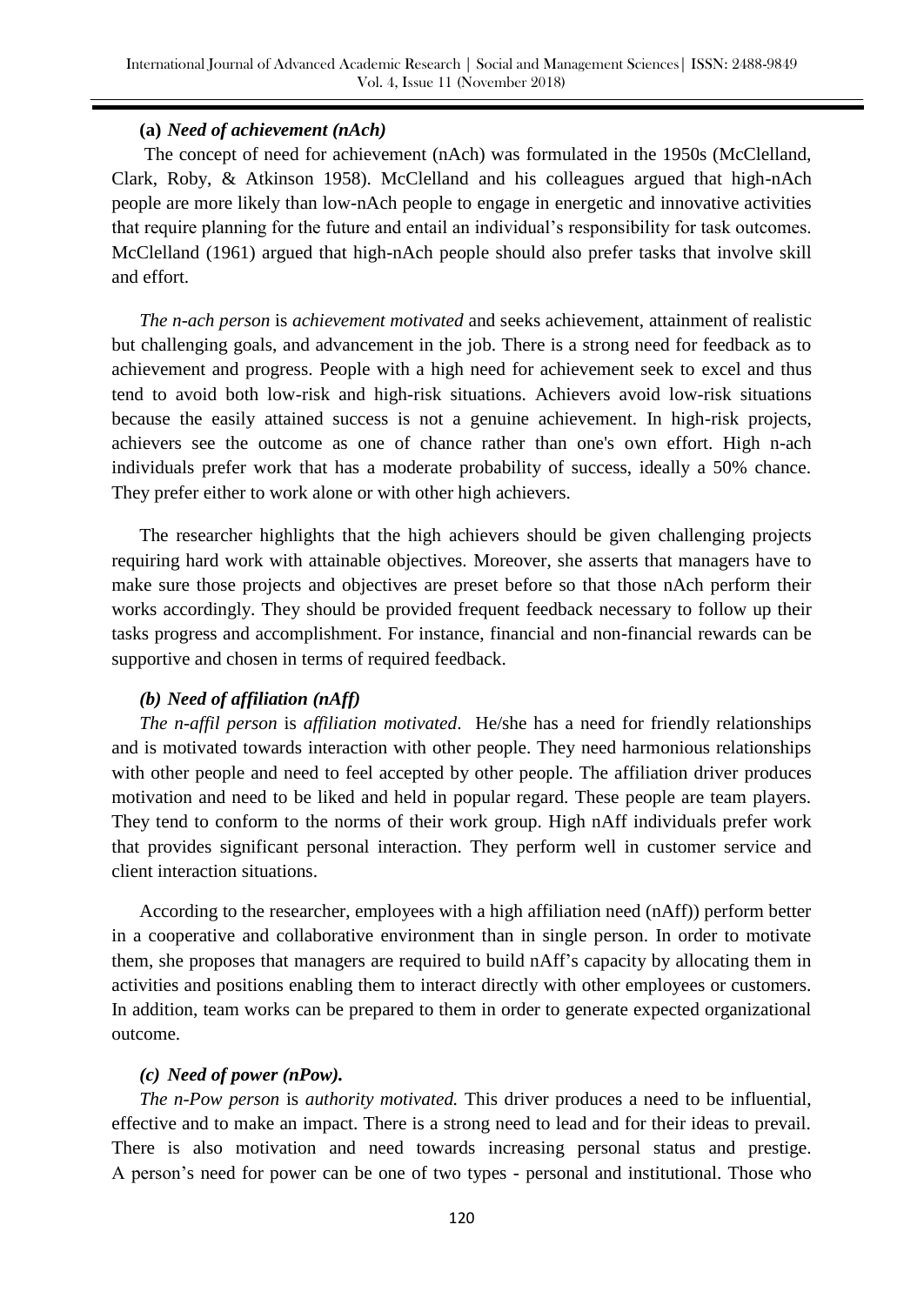**(a)** ***Need of achievement (nAch)***

The concept of need for achievement (nAch) was formulated in the 1950s (McClelland, Clark, Roby, & Atkinson 1958). McClelland and his colleagues argued that high-nAch people are more likely than low-nAch people to engage in energetic and innovative activities that require planning for the future and entail an individual's responsibility for task outcomes. McClelland (1961) argued that high-nAch people should also prefer tasks that involve skill and effort.

*The n-ach person* is *achievement motivated* and seeks achievement, attainment of realistic but challenging goals, and advancement in the job. There is a strong need for feedback as to achievement and progress. People with a high need for achievement seek to excel and thus tend to avoid both low-risk and high-risk situations. Achievers avoid low-risk situations because the easily attained success is not a genuine achievement. In high-risk projects, achievers see the outcome as one of chance rather than one's own effort. High n-ach individuals prefer work that has a moderate probability of success, ideally a 50% chance. They prefer either to work alone or with other high achievers.

The researcher highlights that the high achievers should be given challenging projects requiring hard work with attainable objectives. Moreover, she asserts that managers have to make sure those projects and objectives are preset before so that those nAch perform their works accordingly. They should be provided frequent feedback necessary to follow up their tasks progress and accomplishment. For instance, financial and non-financial rewards can be supportive and chosen in terms of required feedback.

***(b) Need of affiliation (nAff)***

*The n-affil person* is *affiliation motivated*. He/she has a need for friendly relationships and is motivated towards interaction with other people. They need harmonious relationships with other people and need to feel accepted by other people. The affiliation driver produces motivation and need to be liked and held in popular regard. These people are team players. They tend to conform to the norms of their work group. High nAff individuals prefer work that provides significant personal interaction. They perform well in customer service and client interaction situations.

According to the researcher, employees with a high affiliation need (nAff)) perform better in a cooperative and collaborative environment than in single person. In order to motivate them, she proposes that managers are required to build nAff's capacity by allocating them in activities and positions enabling them to interact directly with other employees or customers. In addition, team works can be prepared to them in order to generate expected organizational outcome.

***(c) Need of power (nPow).***

*The n-Pow person* is *authority motivated.* This driver produces a need to be influential, effective and to make an impact. There is a strong need to lead and for their ideas to prevail. There is also motivation and need towards increasing personal status and prestige. A person's need for power can be one of two types - personal and institutional. Those who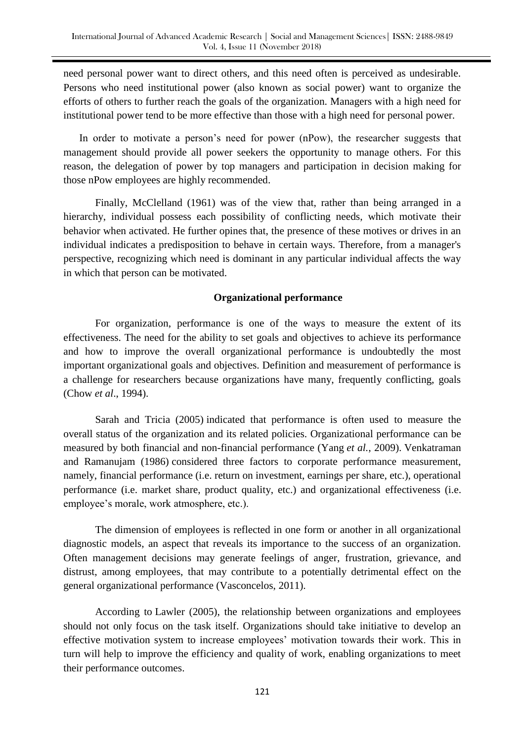need personal power want to direct others, and this need often is perceived as undesirable. Persons who need institutional power (also known as social power) want to organize the efforts of others to further reach the goals of the organization. Managers with a high need for institutional power tend to be more effective than those with a high need for personal power.

In order to motivate a person's need for power (nPow), the researcher suggests that management should provide all power seekers the opportunity to manage others. For this reason, the delegation of power by top managers and participation in decision making for those nPow employees are highly recommended.

Finally, McClelland (1961) was of the view that, rather than being arranged in a hierarchy, individual possess each possibility of conflicting needs, which motivate their behavior when activated. He further opines that, the presence of these motives or drives in an individual indicates a predisposition to behave in certain ways. Therefore, from a manager's perspective, recognizing which need is dominant in any particular individual affects the way in which that person can be motivated.

### Organizational performance

For organization, performance is one of the ways to measure the extent of its effectiveness. The need for the ability to set goals and objectives to achieve its performance and how to improve the overall organizational performance is undoubtedly the most important organizational goals and objectives. Definition and measurement of performance is a challenge for researchers because organizations have many, frequently conflicting, goals (Chow *et al*., 1994).

Sarah and Tricia (2005) indicated that performance is often used to measure the overall status of the organization and its related policies. Organizational performance can be measured by both financial and non-financial performance (Yang *et al.*, 2009). Venkatraman and Ramanujam (1986) considered three factors to corporate performance measurement, namely, financial performance (i.e. return on investment, earnings per share, etc.), operational performance (i.e. market share, product quality, etc.) and organizational effectiveness (i.e. employee's morale, work atmosphere, etc.).

The dimension of employees is reflected in one form or another in all organizational diagnostic models, an aspect that reveals its importance to the success of an organization. Often management decisions may generate feelings of anger, frustration, grievance, and distrust, among employees, that may contribute to a potentially detrimental effect on the general organizational performance (Vasconcelos, 2011).

According to Lawler (2005), the relationship between organizations and employees should not only focus on the task itself. Organizations should take initiative to develop an effective motivation system to increase employees' motivation towards their work. This in turn will help to improve the efficiency and quality of work, enabling organizations to meet their performance outcomes.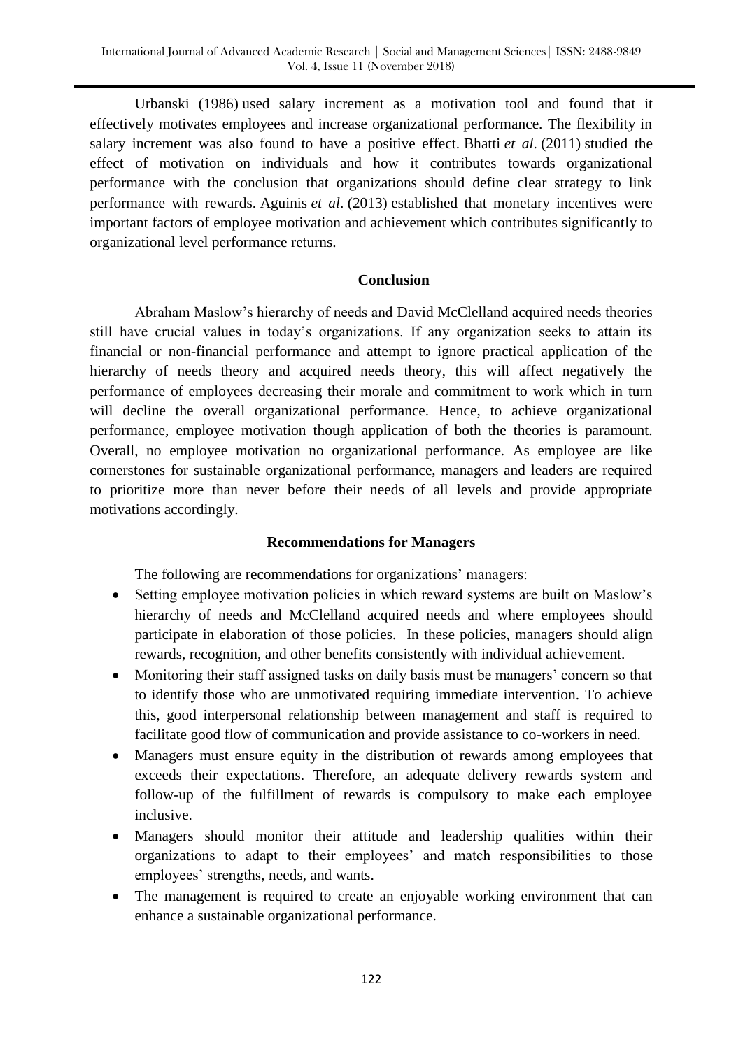Urbanski (1986) used salary increment as a motivation tool and found that it effectively motivates employees and increase organizational performance. The flexibility in salary increment was also found to have a positive effect. Bhatti *et al*. (2011) studied the effect of motivation on individuals and how it contributes towards organizational performance with the conclusion that organizations should define clear strategy to link performance with rewards. Aguinis *et al*. (2013) established that monetary incentives were important factors of employee motivation and achievement which contributes significantly to organizational level performance returns.

## Conclusion

Abraham Maslow's hierarchy of needs and David McClelland acquired needs theories still have crucial values in today's organizations. If any organization seeks to attain its financial or non-financial performance and attempt to ignore practical application of the hierarchy of needs theory and acquired needs theory, this will affect negatively the performance of employees decreasing their morale and commitment to work which in turn will decline the overall organizational performance. Hence, to achieve organizational performance, employee motivation though application of both the theories is paramount. Overall, no employee motivation no organizational performance. As employee are like cornerstones for sustainable organizational performance, managers and leaders are required to prioritize more than never before their needs of all levels and provide appropriate motivations accordingly.

## Recommendations for Managers

The following are recommendations for organizations' managers:

- Setting employee motivation policies in which reward systems are built on Maslow's hierarchy of needs and McClelland acquired needs and where employees should participate in elaboration of those policies. In these policies, managers should align rewards, recognition, and other benefits consistently with individual achievement.
- Monitoring their staff assigned tasks on daily basis must be managers' concern so that to identify those who are unmotivated requiring immediate intervention. To achieve this, good interpersonal relationship between management and staff is required to facilitate good flow of communication and provide assistance to co-workers in need.
- Managers must ensure equity in the distribution of rewards among employees that exceeds their expectations. Therefore, an adequate delivery rewards system and follow-up of the fulfillment of rewards is compulsory to make each employee inclusive.
- Managers should monitor their attitude and leadership qualities within their organizations to adapt to their employees' and match responsibilities to those employees' strengths, needs, and wants.
- The management is required to create an enjoyable working environment that can enhance a sustainable organizational performance.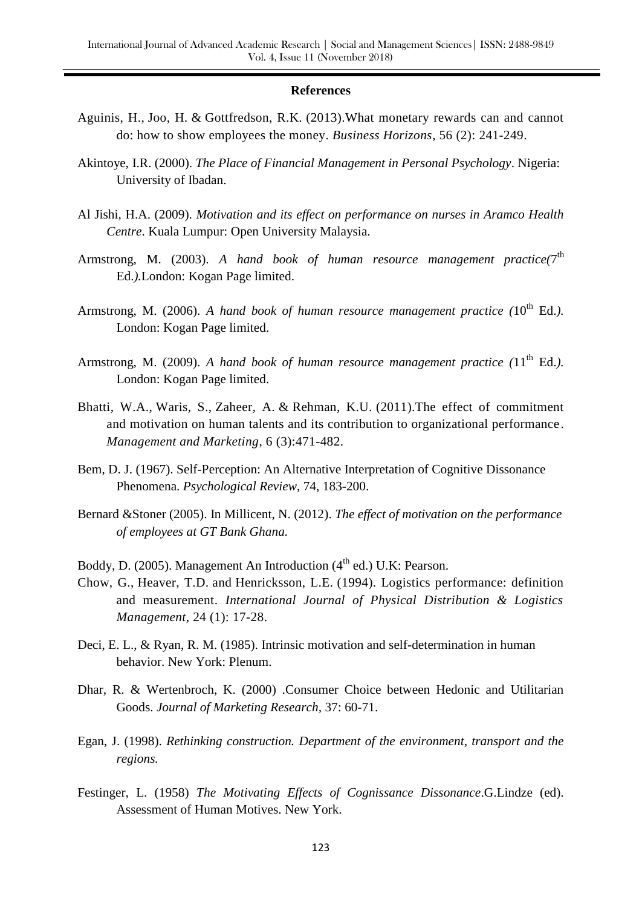**References**

Aguinis, H., Joo, H. & Gottfredson, R.K. (2013).What monetary rewards can and cannot do: how to show employees the money. *Business Horizons*, 56 (2): 241-249.

Akintoye, I.R. (2000). *The Place of Financial Management in Personal Psychology*. Nigeria: University of Ibadan.

Al Jishi, H.A. (2009). *Motivation and its effect on performance on nurses in Aramco Health Centre*. Kuala Lumpur: Open University Malaysia.

Armstrong, M. (2003). *A hand book of human resource management practice(*7th Ed.*).*London: Kogan Page limited.

Armstrong, M. (2006). *A hand book of human resource management practice (*10th Ed.*).* London: Kogan Page limited.

Armstrong, M. (2009). *A hand book of human resource management practice (*11th Ed.*).* London: Kogan Page limited.

Bhatti, W.A., Waris, S., Zaheer, A. & Rehman, K.U. (2011).The effect of commitment and motivation on human talents and its contribution to organizational performance. *Management and Marketing*, 6 (3):471-482.

Bem, D. J. (1967). Self-Perception: An Alternative Interpretation of Cognitive Dissonance Phenomena. *Psychological Review*, 74, 183-200.

Bernard &Stoner (2005). In Millicent, N. (2012). *The effect of motivation on the performance of employees at GT Bank Ghana.*

Boddy, D. (2005). Management An Introduction (4th ed.) U.K: Pearson.

Chow, G., Heaver, T.D. and Henricksson, L.E. (1994). Logistics performance: definition and measurement. *International Journal of Physical Distribution & Logistics Management*, 24 (1): 17-28.

Deci, E. L., & Ryan, R. M. (1985). Intrinsic motivation and self-determination in human behavior. New York: Plenum.

Dhar, R. & Wertenbroch, K. (2000) .Consumer Choice between Hedonic and Utilitarian Goods. *Journal of Marketing Research*, 37: 60-71.

Egan, J. (1998). *Rethinking construction. Department of the environment, transport and the regions.*

Festinger, L. (1958) *The Motivating Effects of Cognissance Dissonance*.G.Lindze (ed). Assessment of Human Motives. New York.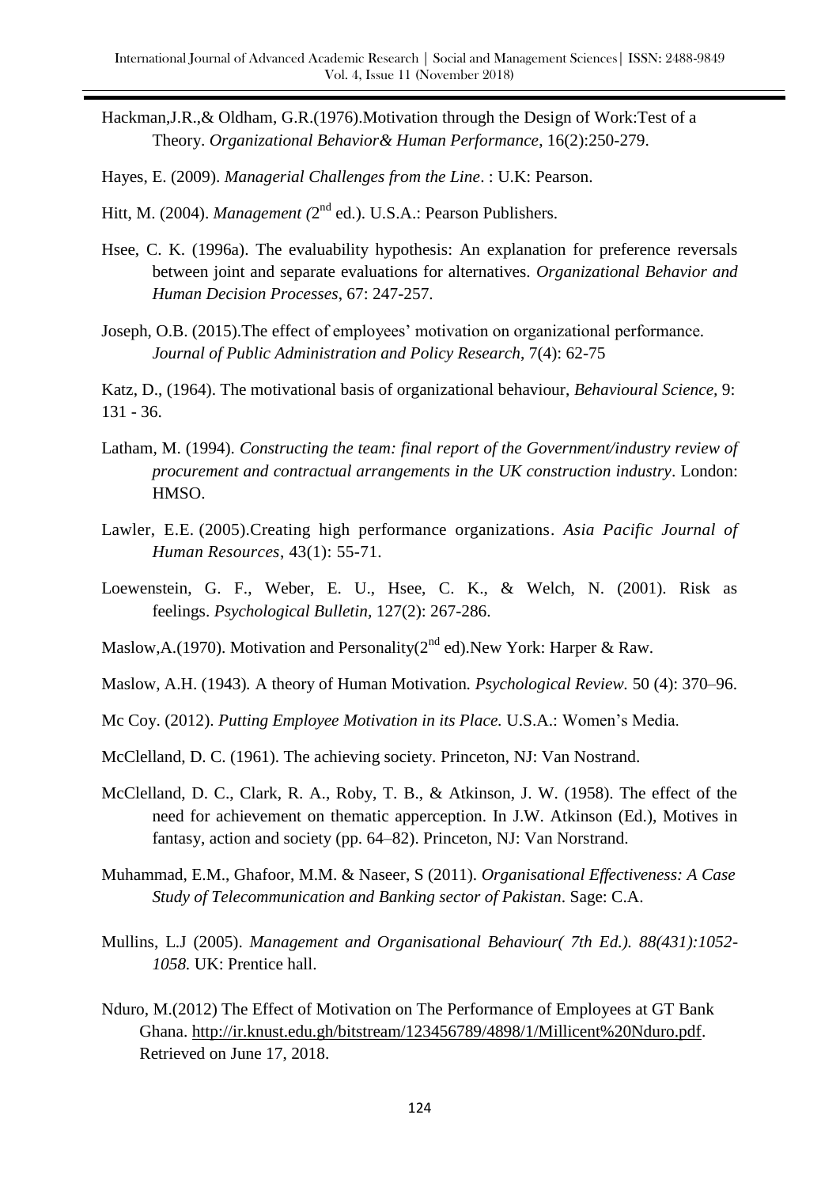Hackman,J.R.,& Oldham, G.R.(1976).Motivation through the Design of Work:Test of a Theory. *Organizational Behavior& Human Performance*, 16(2):250-279.

Hayes, E. (2009). *Managerial Challenges from the Line*. : U.K: Pearson.

Hitt, M. (2004). *Management (*2nd ed.). U.S.A.: Pearson Publishers.

Hsee, C. K. (1996a). The evaluability hypothesis: An explanation for preference reversals between joint and separate evaluations for alternatives. *Organizational Behavior and Human Decision Processes*, 67: 247-257.

Joseph, O.B. (2015).The effect of employees' motivation on organizational performance. *Journal of Public Administration and Policy Research*, 7(4): 62-75

Katz, D., (1964). The motivational basis of organizational behaviour, *Behavioural Science*, 9: 131 - 36.

Latham, M. (1994). *Constructing the team: final report of the Government/industry review of procurement and contractual arrangements in the UK construction industry*. London: HMSO.

Lawler, E.E. (2005).Creating high performance organizations. *Asia Pacific Journal of Human Resources*, 43(1): 55-71.

Loewenstein, G. F., Weber, E. U., Hsee, C. K., & Welch, N. (2001). Risk as feelings. *Psychological Bulletin*, 127(2): 267-286.

Maslow,A.(1970). Motivation and Personality(2nd ed).New York: Harper & Raw.

Maslow, A.H. (1943)*.* A theory of Human Motivation*. Psychological Review.* 50 (4): 370–96.

Mc Coy. (2012). *Putting Employee Motivation in its Place.* U.S.A.: Women's Media.

McClelland, D. C. (1961). The achieving society. Princeton, NJ: Van Nostrand.

McClelland, D. C., Clark, R. A., Roby, T. B., & Atkinson, J. W. (1958). The effect of the need for achievement on thematic apperception. In J.W. Atkinson (Ed.), Motives in fantasy, action and society (pp. 64–82). Princeton, NJ: Van Norstrand.

Muhammad, E.M., Ghafoor, M.M. & Naseer, S (2011). *Organisational Effectiveness: A Case Study of Telecommunication and Banking sector of Pakistan*. Sage: C.A.

Mullins, L.J (2005). *Management and Organisational Behaviour( 7th Ed.). 88(431):1052-1058.* UK: Prentice hall.

Nduro, M.(2012) The Effect of Motivation on The Performance of Employees at GT Bank Ghana. http://ir.knust.edu.gh/bitstream/123456789/4898/1/Millicent%20Nduro.pdf. Retrieved on June 17, 2018.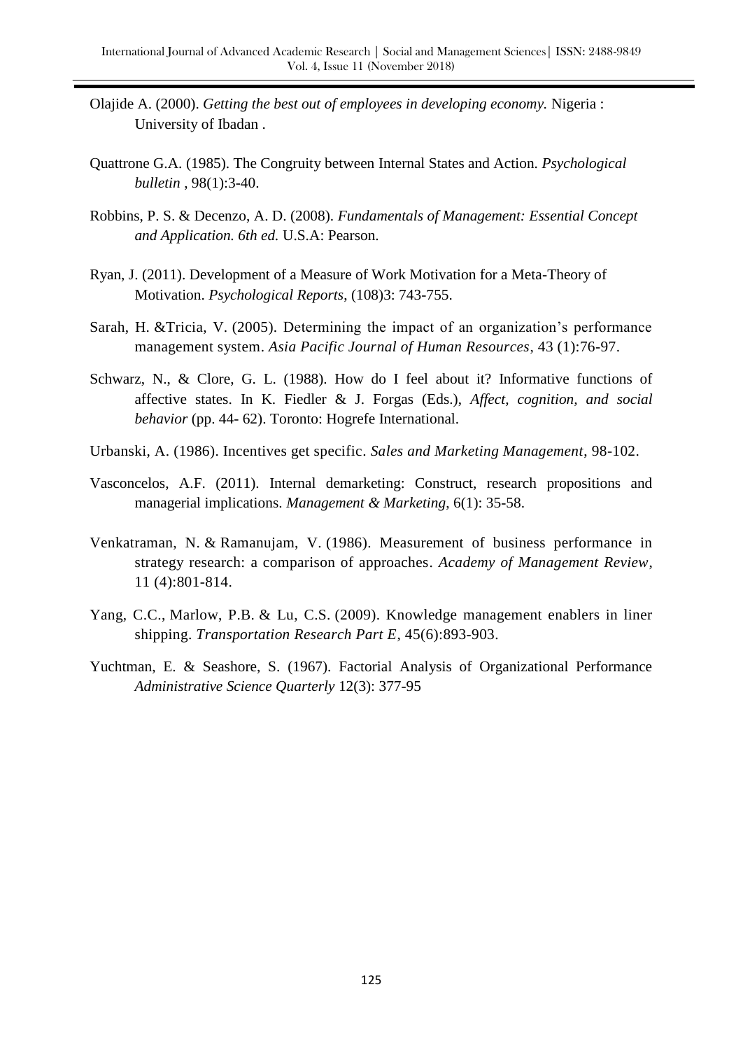Olajide A. (2000). *Getting the best out of employees in developing economy.* Nigeria : University of Ibadan .

Quattrone G.A. (1985). The Congruity between Internal States and Action. *Psychological bulletin* , 98(1):3-40.

Robbins, P. S. & Decenzo, A. D. (2008). *Fundamentals of Management: Essential Concept and Application. 6th ed.* U.S.A: Pearson.

Ryan, J. (2011). Development of a Measure of Work Motivation for a Meta-Theory of Motivation. *Psychological Reports*, (108)3: 743-755.

Sarah, H. &Tricia, V. (2005). Determining the impact of an organization's performance management system. *Asia Pacific Journal of Human Resources*, 43 (1):76-97.

Schwarz, N., & Clore, G. L. (1988). How do I feel about it? Informative functions of affective states. In K. Fiedler & J. Forgas (Eds.), *Affect, cognition, and social behavior* (pp. 44- 62). Toronto: Hogrefe International.

Urbanski, A. (1986). Incentives get specific. *Sales and Marketing Management*, 98-102.

Vasconcelos, A.F. (2011). Internal demarketing: Construct, research propositions and managerial implications. *Management & Marketing*, 6(1): 35-58.

Venkatraman, N. & Ramanujam, V. (1986). Measurement of business performance in strategy research: a comparison of approaches. *Academy of Management Review*, 11 (4):801-814.

Yang, C.C., Marlow, P.B. & Lu, C.S. (2009). Knowledge management enablers in liner shipping. *Transportation Research Part E*, 45(6):893-903.

Yuchtman, E. & Seashore, S. (1967). Factorial Analysis of Organizational Performance *Administrative Science Quarterly* 12(3): 377-95